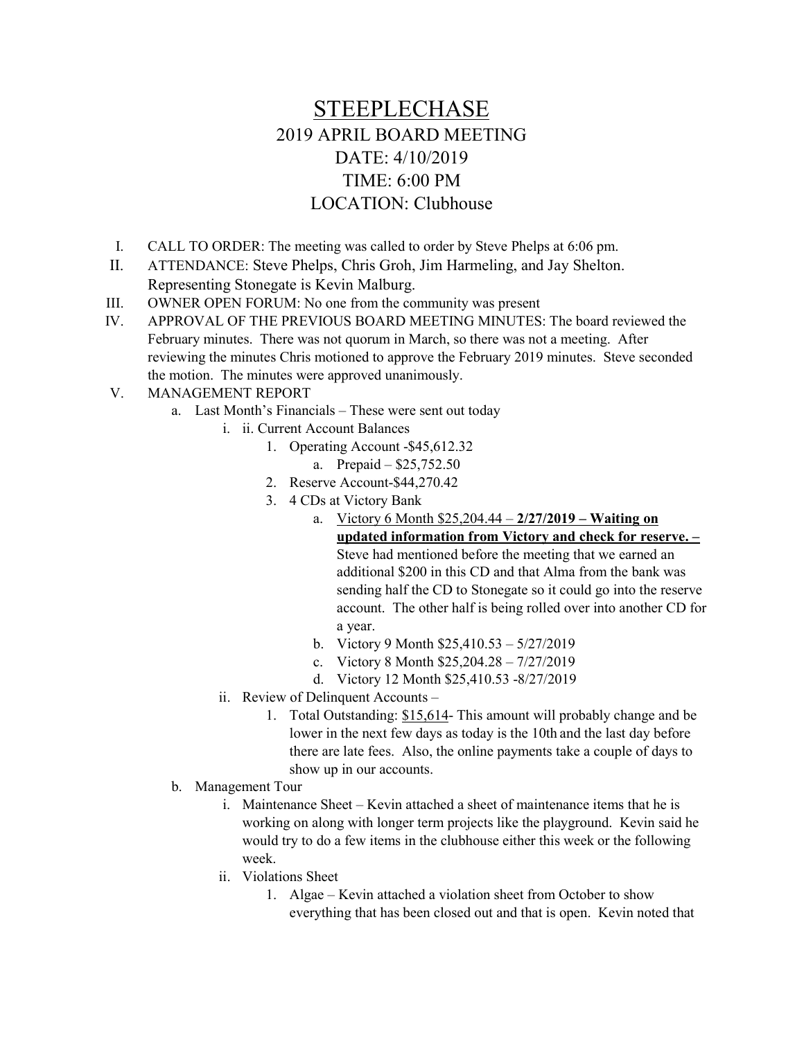# STEEPLECHASE

## 2019 APRIL BOARD MEETING

## DATE: 4/10/2019

## TIME: 6:00 PM

## LOCATION: Clubhouse

I. CALL TO ORDER: The meeting was called to order by Steve Phelps at 6:06 pm.

II. ATTENDANCE: Steve Phelps, Chris Groh, Jim Harmeling, and Jay Shelton. Representing Stonegate is Kevin Malburg.

III. OWNER OPEN FORUM: No one from the community was present

IV. APPROVAL OF THE PREVIOUS BOARD MEETING MINUTES: The board reviewed the February minutes. There was not quorum in March, so there was not a meeting. After reviewing the minutes Chris motioned to approve the February 2019 minutes. Steve seconded the motion. The minutes were approved unanimously.

V. MANAGEMENT REPORT

   a. Last Month's Financials – These were sent out today

      i. ii. Current Account Balances

         1. Operating Account -$45,612.32

            a. Prepaid – $25,752.50

         2. Reserve Account-$44,270.42

         3. 4 CDs at Victory Bank

            a. <u>Victory 6 Month $25,204.44</u> – <u>**2/27/2019 – Waiting on updated information from Victory and check for reserve. –**</u> Steve had mentioned before the meeting that we earned an additional $200 in this CD and that Alma from the bank was sending half the CD to Stonegate so it could go into the reserve account. The other half is being rolled over into another CD for a year.

            b. Victory 9 Month $25,410.53 – 5/27/2019

            c. Victory 8 Month $25,204.28 – 7/27/2019

            d. Victory 12 Month $25,410.53 -8/27/2019

      ii. Review of Delinquent Accounts –

         1. Total Outstanding: <u>$15,614</u>- This amount will probably change and be lower in the next few days as today is the 10th and the last day before there are late fees. Also, the online payments take a couple of days to show up in our accounts.

   b. Management Tour

      i. Maintenance Sheet – Kevin attached a sheet of maintenance items that he is working on along with longer term projects like the playground. Kevin said he would try to do a few items in the clubhouse either this week or the following week.

      ii. Violations Sheet

         1. Algae – Kevin attached a violation sheet from October to show everything that has been closed out and that is open. Kevin noted that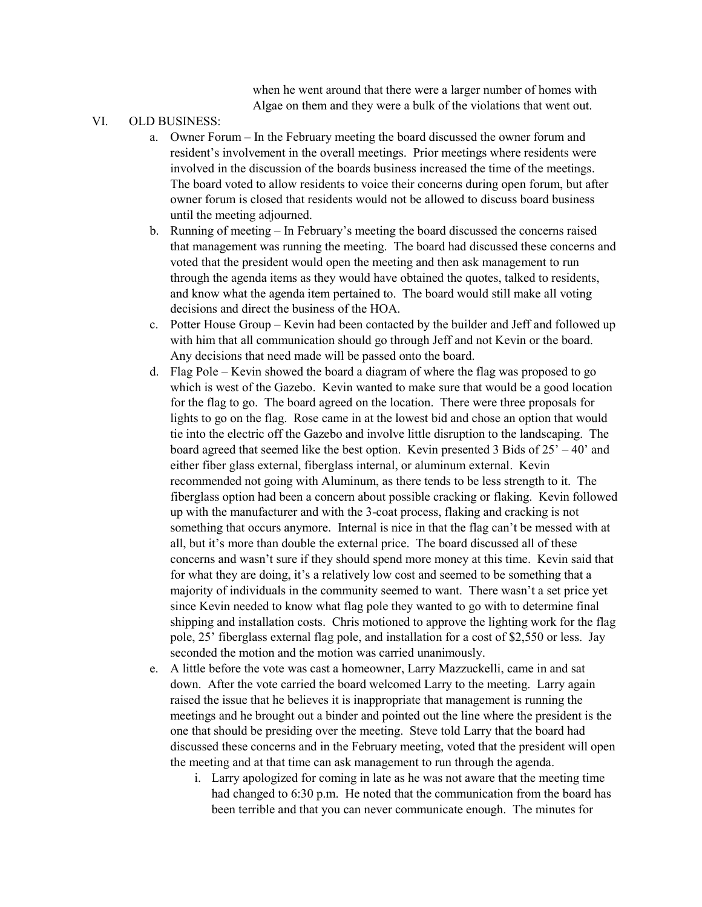when he went around that there were a larger number of homes with Algae on them and they were a bulk of the violations that went out.

VI. OLD BUSINESS:

a. Owner Forum – In the February meeting the board discussed the owner forum and resident's involvement in the overall meetings. Prior meetings where residents were involved in the discussion of the boards business increased the time of the meetings. The board voted to allow residents to voice their concerns during open forum, but after owner forum is closed that residents would not be allowed to discuss board business until the meeting adjourned.

b. Running of meeting – In February's meeting the board discussed the concerns raised that management was running the meeting. The board had discussed these concerns and voted that the president would open the meeting and then ask management to run through the agenda items as they would have obtained the quotes, talked to residents, and know what the agenda item pertained to. The board would still make all voting decisions and direct the business of the HOA.

c. Potter House Group – Kevin had been contacted by the builder and Jeff and followed up with him that all communication should go through Jeff and not Kevin or the board. Any decisions that need made will be passed onto the board.

d. Flag Pole – Kevin showed the board a diagram of where the flag was proposed to go which is west of the Gazebo. Kevin wanted to make sure that would be a good location for the flag to go. The board agreed on the location. There were three proposals for lights to go on the flag. Rose came in at the lowest bid and chose an option that would tie into the electric off the Gazebo and involve little disruption to the landscaping. The board agreed that seemed like the best option. Kevin presented 3 Bids of 25' – 40' and either fiber glass external, fiberglass internal, or aluminum external. Kevin recommended not going with Aluminum, as there tends to be less strength to it. The fiberglass option had been a concern about possible cracking or flaking. Kevin followed up with the manufacturer and with the 3-coat process, flaking and cracking is not something that occurs anymore. Internal is nice in that the flag can't be messed with at all, but it's more than double the external price. The board discussed all of these concerns and wasn't sure if they should spend more money at this time. Kevin said that for what they are doing, it's a relatively low cost and seemed to be something that a majority of individuals in the community seemed to want. There wasn't a set price yet since Kevin needed to know what flag pole they wanted to go with to determine final shipping and installation costs. Chris motioned to approve the lighting work for the flag pole, 25' fiberglass external flag pole, and installation for a cost of $2,550 or less. Jay seconded the motion and the motion was carried unanimously.

e. A little before the vote was cast a homeowner, Larry Mazzuckelli, came in and sat down. After the vote carried the board welcomed Larry to the meeting. Larry again raised the issue that he believes it is inappropriate that management is running the meetings and he brought out a binder and pointed out the line where the president is the one that should be presiding over the meeting. Steve told Larry that the board had discussed these concerns and in the February meeting, voted that the president will open the meeting and at that time can ask management to run through the agenda.

   i. Larry apologized for coming in late as he was not aware that the meeting time had changed to 6:30 p.m. He noted that the communication from the board has been terrible and that you can never communicate enough. The minutes for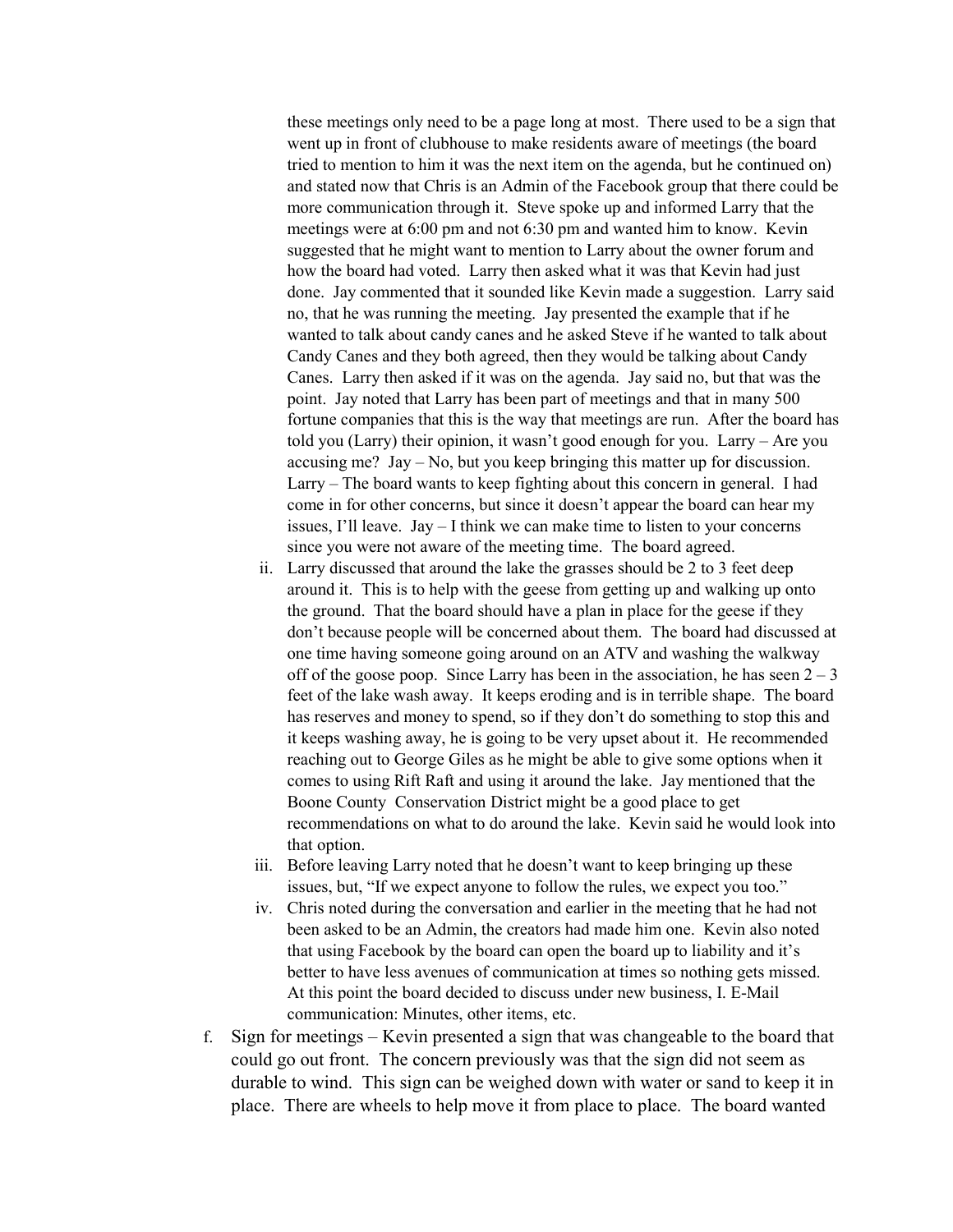these meetings only need to be a page long at most. There used to be a sign that went up in front of clubhouse to make residents aware of meetings (the board tried to mention to him it was the next item on the agenda, but he continued on) and stated now that Chris is an Admin of the Facebook group that there could be more communication through it. Steve spoke up and informed Larry that the meetings were at 6:00 pm and not 6:30 pm and wanted him to know. Kevin suggested that he might want to mention to Larry about the owner forum and how the board had voted. Larry then asked what it was that Kevin had just done. Jay commented that it sounded like Kevin made a suggestion. Larry said no, that he was running the meeting. Jay presented the example that if he wanted to talk about candy canes and he asked Steve if he wanted to talk about Candy Canes and they both agreed, then they would be talking about Candy Canes. Larry then asked if it was on the agenda. Jay said no, but that was the point. Jay noted that Larry has been part of meetings and that in many 500 fortune companies that this is the way that meetings are run. After the board has told you (Larry) their opinion, it wasn't good enough for you. Larry – Are you accusing me? Jay – No, but you keep bringing this matter up for discussion. Larry – The board wants to keep fighting about this concern in general. I had come in for other concerns, but since it doesn't appear the board can hear my issues, I'll leave. Jay – I think we can make time to listen to your concerns since you were not aware of the meeting time. The board agreed.

ii. Larry discussed that around the lake the grasses should be 2 to 3 feet deep around it. This is to help with the geese from getting up and walking up onto the ground. That the board should have a plan in place for the geese if they don't because people will be concerned about them. The board had discussed at one time having someone going around on an ATV and washing the walkway off of the goose poop. Since Larry has been in the association, he has seen 2 – 3 feet of the lake wash away. It keeps eroding and is in terrible shape. The board has reserves and money to spend, so if they don't do something to stop this and it keeps washing away, he is going to be very upset about it. He recommended reaching out to George Giles as he might be able to give some options when it comes to using Rift Raft and using it around the lake. Jay mentioned that the Boone County Conservation District might be a good place to get recommendations on what to do around the lake. Kevin said he would look into that option.

iii. Before leaving Larry noted that he doesn't want to keep bringing up these issues, but, "If we expect anyone to follow the rules, we expect you too."

iv. Chris noted during the conversation and earlier in the meeting that he had not been asked to be an Admin, the creators had made him one. Kevin also noted that using Facebook by the board can open the board up to liability and it's better to have less avenues of communication at times so nothing gets missed. At this point the board decided to discuss under new business, I. E-Mail communication: Minutes, other items, etc.

f. Sign for meetings – Kevin presented a sign that was changeable to the board that could go out front. The concern previously was that the sign did not seem as durable to wind. This sign can be weighed down with water or sand to keep it in place. There are wheels to help move it from place to place. The board wanted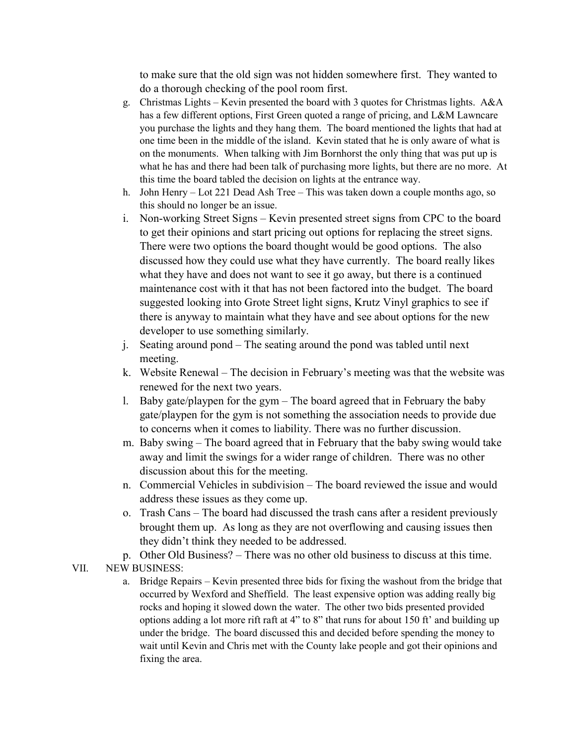to make sure that the old sign was not hidden somewhere first. They wanted to do a thorough checking of the pool room first.

g. Christmas Lights – Kevin presented the board with 3 quotes for Christmas lights. A&A has a few different options, First Green quoted a range of pricing, and L&M Lawncare you purchase the lights and they hang them. The board mentioned the lights that had at one time been in the middle of the island. Kevin stated that he is only aware of what is on the monuments. When talking with Jim Bornhorst the only thing that was put up is what he has and there had been talk of purchasing more lights, but there are no more. At this time the board tabled the decision on lights at the entrance way.
h. John Henry – Lot 221 Dead Ash Tree – This was taken down a couple months ago, so this should no longer be an issue.
i. Non-working Street Signs – Kevin presented street signs from CPC to the board to get their opinions and start pricing out options for replacing the street signs. There were two options the board thought would be good options. The also discussed how they could use what they have currently. The board really likes what they have and does not want to see it go away, but there is a continued maintenance cost with it that has not been factored into the budget. The board suggested looking into Grote Street light signs, Krutz Vinyl graphics to see if there is anyway to maintain what they have and see about options for the new developer to use something similarly.
j. Seating around pond – The seating around the pond was tabled until next meeting.
k. Website Renewal – The decision in February's meeting was that the website was renewed for the next two years.
l. Baby gate/playpen for the gym – The board agreed that in February the baby gate/playpen for the gym is not something the association needs to provide due to concerns when it comes to liability. There was no further discussion.
m. Baby swing – The board agreed that in February that the baby swing would take away and limit the swings for a wider range of children. There was no other discussion about this for the meeting.
n. Commercial Vehicles in subdivision – The board reviewed the issue and would address these issues as they come up.
o. Trash Cans – The board had discussed the trash cans after a resident previously brought them up. As long as they are not overflowing and causing issues then they didn't think they needed to be addressed.
p. Other Old Business? – There was no other old business to discuss at this time.

VII. NEW BUSINESS:

a. Bridge Repairs – Kevin presented three bids for fixing the washout from the bridge that occurred by Wexford and Sheffield. The least expensive option was adding really big rocks and hoping it slowed down the water. The other two bids presented provided options adding a lot more rift raft at 4" to 8" that runs for about 150 ft' and building up under the bridge. The board discussed this and decided before spending the money to wait until Kevin and Chris met with the County lake people and got their opinions and fixing the area.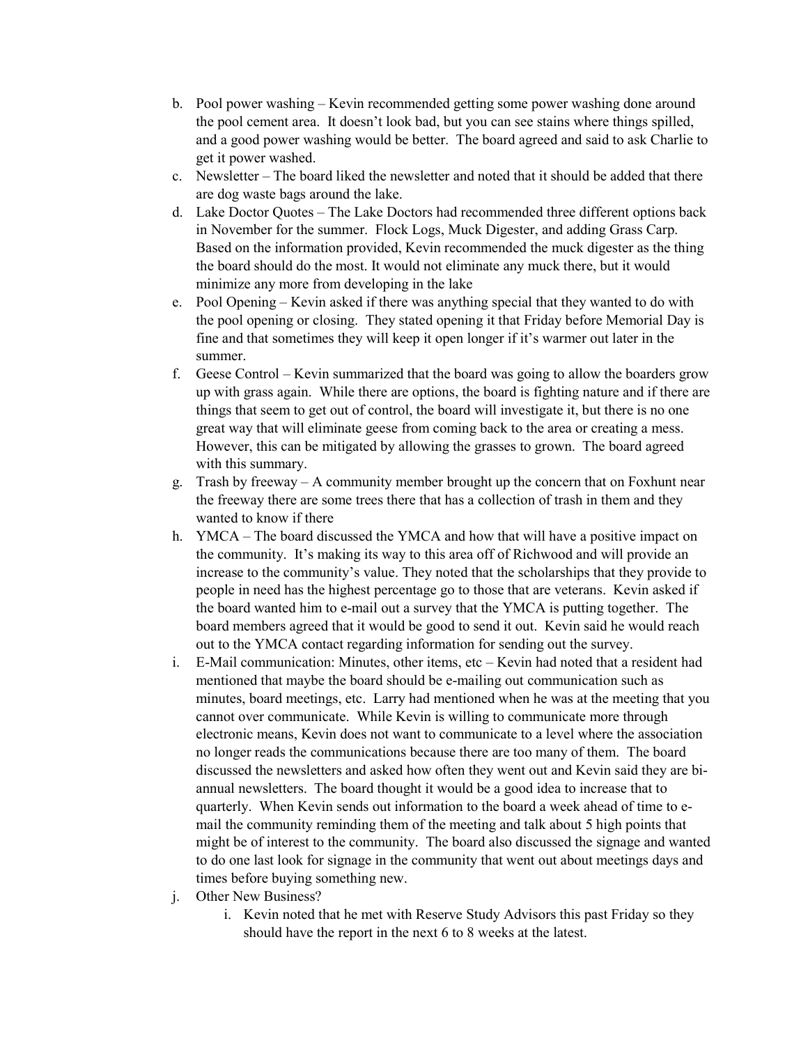b. Pool power washing – Kevin recommended getting some power washing done around the pool cement area. It doesn't look bad, but you can see stains where things spilled, and a good power washing would be better. The board agreed and said to ask Charlie to get it power washed.

c. Newsletter – The board liked the newsletter and noted that it should be added that there are dog waste bags around the lake.

d. Lake Doctor Quotes – The Lake Doctors had recommended three different options back in November for the summer. Flock Logs, Muck Digester, and adding Grass Carp. Based on the information provided, Kevin recommended the muck digester as the thing the board should do the most. It would not eliminate any muck there, but it would minimize any more from developing in the lake

e. Pool Opening – Kevin asked if there was anything special that they wanted to do with the pool opening or closing. They stated opening it that Friday before Memorial Day is fine and that sometimes they will keep it open longer if it's warmer out later in the summer.

f. Geese Control – Kevin summarized that the board was going to allow the boarders grow up with grass again. While there are options, the board is fighting nature and if there are things that seem to get out of control, the board will investigate it, but there is no one great way that will eliminate geese from coming back to the area or creating a mess. However, this can be mitigated by allowing the grasses to grown. The board agreed with this summary.

g. Trash by freeway – A community member brought up the concern that on Foxhunt near the freeway there are some trees there that has a collection of trash in them and they wanted to know if there

h. YMCA – The board discussed the YMCA and how that will have a positive impact on the community. It's making its way to this area off of Richwood and will provide an increase to the community's value. They noted that the scholarships that they provide to people in need has the highest percentage go to those that are veterans. Kevin asked if the board wanted him to e-mail out a survey that the YMCA is putting together. The board members agreed that it would be good to send it out. Kevin said he would reach out to the YMCA contact regarding information for sending out the survey.

i. E-Mail communication: Minutes, other items, etc – Kevin had noted that a resident had mentioned that maybe the board should be e-mailing out communication such as minutes, board meetings, etc. Larry had mentioned when he was at the meeting that you cannot over communicate. While Kevin is willing to communicate more through electronic means, Kevin does not want to communicate to a level where the association no longer reads the communications because there are too many of them. The board discussed the newsletters and asked how often they went out and Kevin said they are bi-annual newsletters. The board thought it would be a good idea to increase that to quarterly. When Kevin sends out information to the board a week ahead of time to e-mail the community reminding them of the meeting and talk about 5 high points that might be of interest to the community. The board also discussed the signage and wanted to do one last look for signage in the community that went out about meetings days and times before buying something new.

j. Other New Business?
    i. Kevin noted that he met with Reserve Study Advisors this past Friday so they should have the report in the next 6 to 8 weeks at the latest.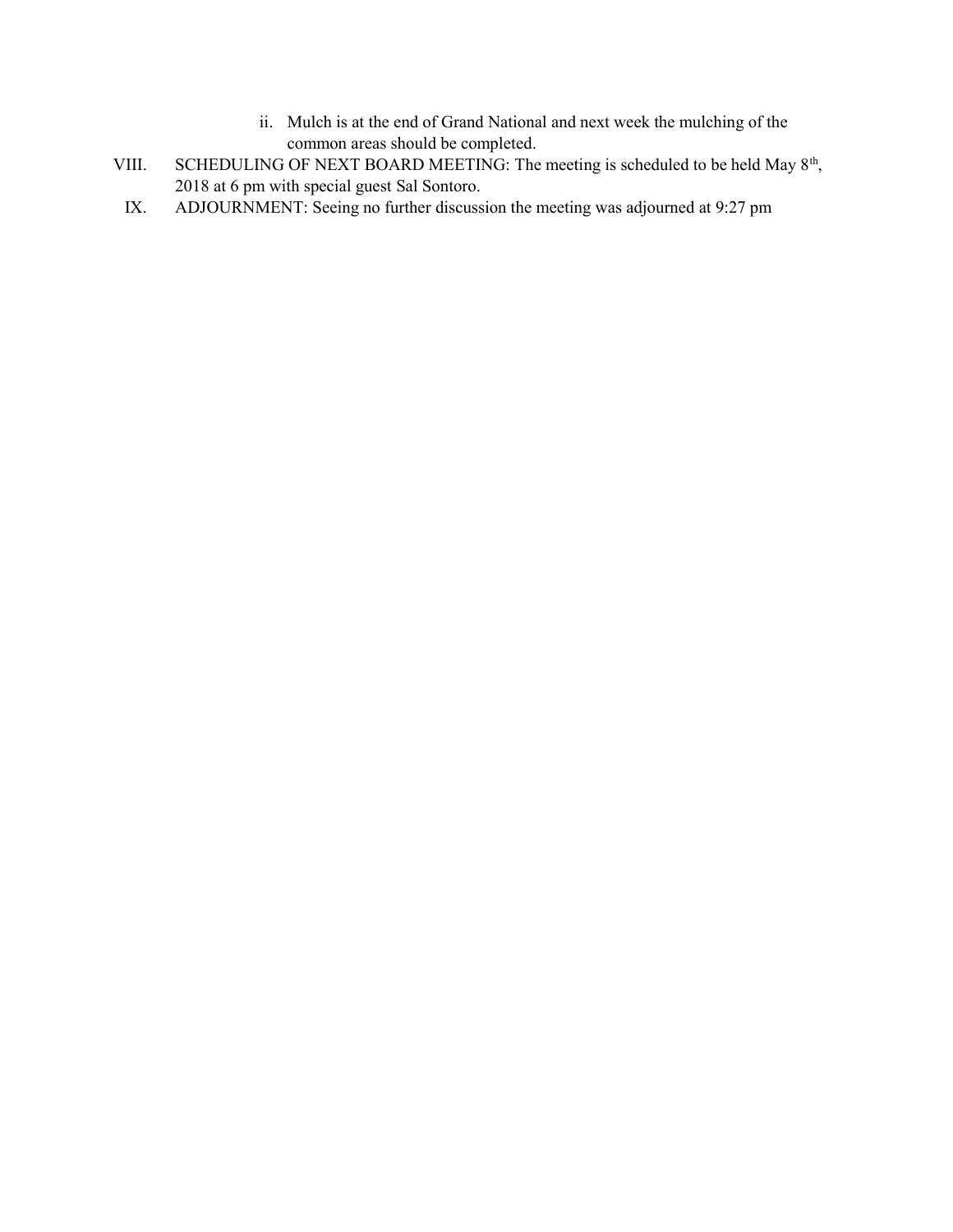ii. Mulch is at the end of Grand National and next week the mulching of the common areas should be completed.

VIII. SCHEDULING OF NEXT BOARD MEETING: The meeting is scheduled to be held May 8th, 2018 at 6 pm with special guest Sal Sontoro.

IX. ADJOURNMENT: Seeing no further discussion the meeting was adjourned at 9:27 pm